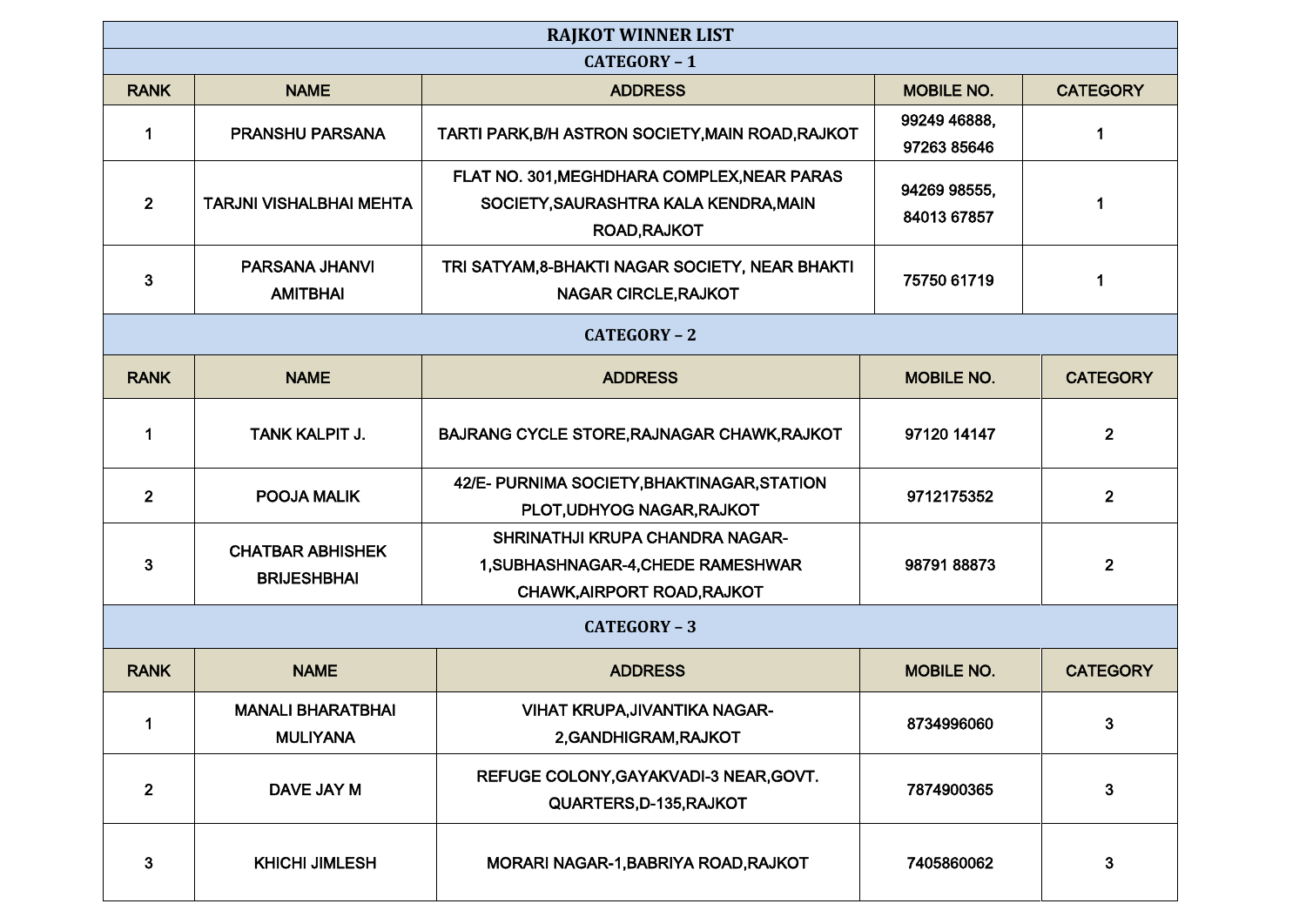# RAJKOT WINNER LIST

## CATEGORY – 1

| RANK | NAME | ADDRESS | MOBILE NO. | CATEGORY |
|---|---|---|---|---|
| 1 | PRANSHU PARSANA | TARTI PARK,B/H ASTRON SOCIETY,MAIN ROAD,RAJKOT | 99249 46888, 97263 85646 | 1 |
| 2 | TARJNI VISHALBHAI MEHTA | FLAT NO. 301,MEGHDHARA COMPLEX,NEAR PARAS SOCIETY,SAURASHTRA KALA KENDRA,MAIN ROAD,RAJKOT | 94269 98555, 84013 67857 | 1 |
| 3 | PARSANA JHANVI AMITBHAI | TRI SATYAM,8-BHAKTI NAGAR SOCIETY, NEAR BHAKTI NAGAR CIRCLE,RAJKOT | 75750 61719 | 1 |

## CATEGORY – 2

| RANK | NAME | ADDRESS | MOBILE NO. | CATEGORY |
|---|---|---|---|---|
| 1 | TANK KALPIT J. | BAJRANG CYCLE STORE,RAJNAGAR CHAWK,RAJKOT | 97120 14147 | 2 |
| 2 | POOJA MALIK | 42/E- PURNIMA SOCIETY,BHAKTINAGAR,STATION PLOT,UDHYOG NAGAR,RAJKOT | 9712175352 | 2 |
| 3 | CHATBAR ABHISHEK BRIJESHBHAI | SHRINATHJI KRUPA CHANDRA NAGAR-1,SUBHASHNAGAR-4,CHEDE RAMESHWAR CHAWK,AIRPORT ROAD,RAJKOT | 98791 88873 | 2 |

## CATEGORY – 3

| RANK | NAME | ADDRESS | MOBILE NO. | CATEGORY |
|---|---|---|---|---|
| 1 | MANALI BHARATBHAI MULIYANA | VIHAT KRUPA,JIVANTIKA NAGAR-2,GANDHIGRAM,RAJKOT | 8734996060 | 3 |
| 2 | DAVE JAY M | REFUGE COLONY,GAYAKVADI-3 NEAR,GOVT. QUARTERS,D-135,RAJKOT | 7874900365 | 3 |
| 3 | KHICHI JIMLESH | MORARI NAGAR-1,BABRIYA ROAD,RAJKOT | 7405860062 | 3 |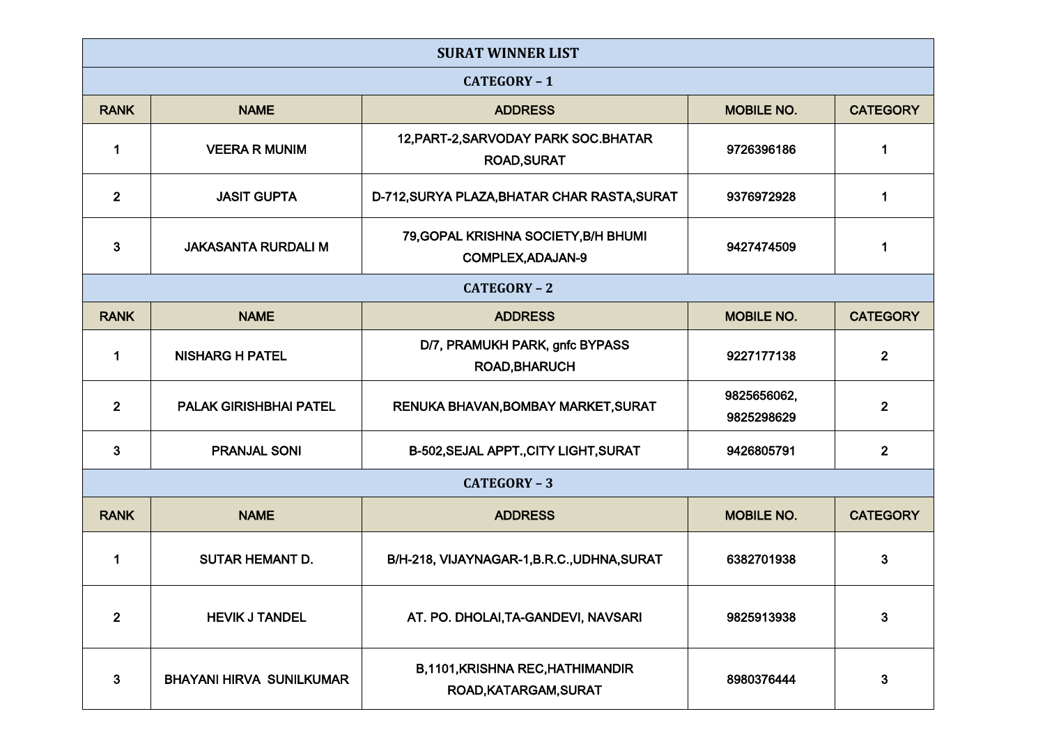# SURAT WINNER LIST

## CATEGORY – 1

| RANK | NAME | ADDRESS | MOBILE NO. | CATEGORY |
|---|---|---|---|---|
| 1 | VEERA R MUNIM | 12,PART-2,SARVODAY PARK SOC.BHATAR ROAD,SURAT | 9726396186 | 1 |
| 2 | JASIT GUPTA | D-712,SURYA PLAZA,BHATAR CHAR RASTA,SURAT | 9376972928 | 1 |
| 3 | JAKASANTA RURDALI M | 79,GOPAL KRISHNA SOCIETY,B/H BHUMI COMPLEX,ADAJAN-9 | 9427474509 | 1 |

## CATEGORY – 2

| RANK | NAME | ADDRESS | MOBILE NO. | CATEGORY |
|---|---|---|---|---|
| 1 | NISHARG H PATEL | D/7, PRAMUKH PARK, gnfc BYPASS ROAD,BHARUCH | 9227177138 | 2 |
| 2 | PALAK GIRISHBHAI PATEL | RENUKA BHAVAN,BOMBAY MARKET,SURAT | 9825656062, 9825298629 | 2 |
| 3 | PRANJAL SONI | B-502,SEJAL APPT.,CITY LIGHT,SURAT | 9426805791 | 2 |

## CATEGORY – 3

| RANK | NAME | ADDRESS | MOBILE NO. | CATEGORY |
|---|---|---|---|---|
| 1 | SUTAR HEMANT D. | B/H-218, VIJAYNAGAR-1,B.R.C.,UDHNA,SURAT | 6382701938 | 3 |
| 2 | HEVIK J TANDEL | AT. PO. DHOLAI,TA-GANDEVI, NAVSARI | 9825913938 | 3 |
| 3 | BHAYANI HIRVA SUNILKUMAR | B,1101,KRISHNA REC,HATHIMANDIR ROAD,KATARGAM,SURAT | 8980376444 | 3 |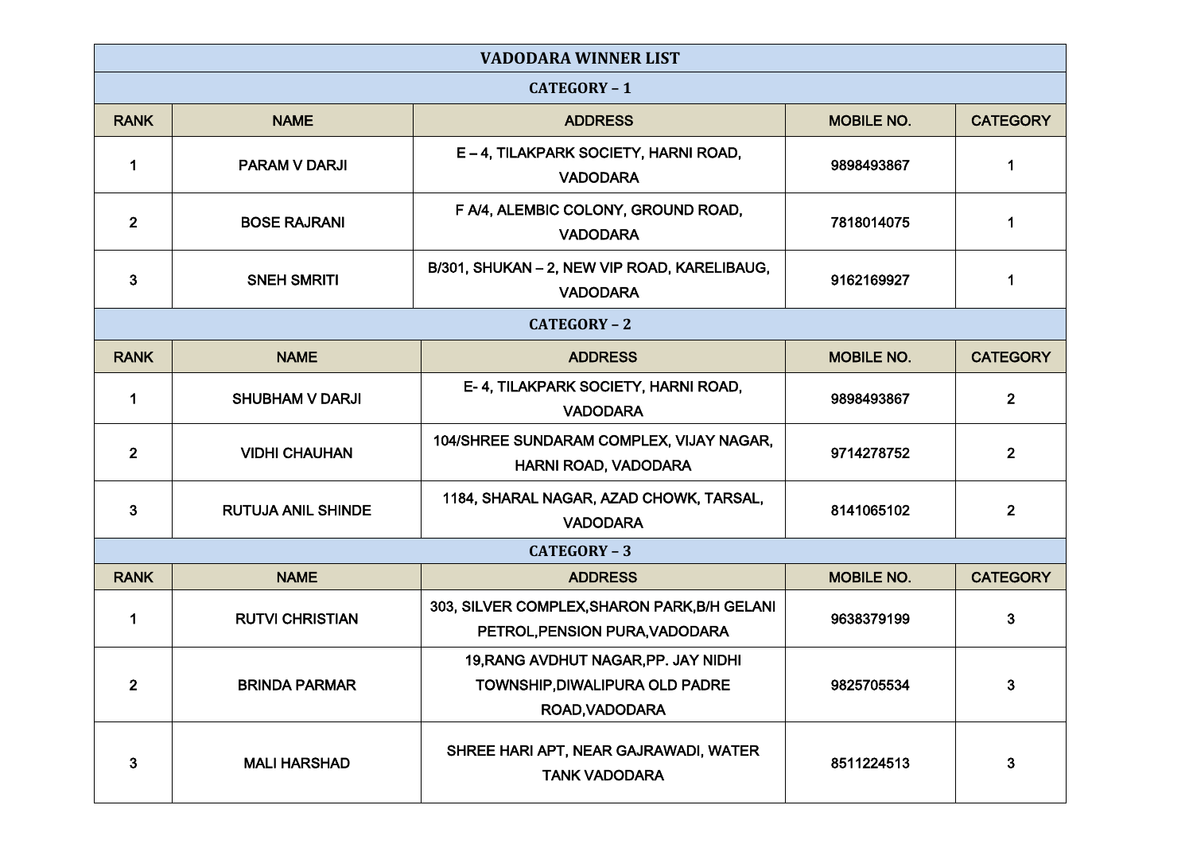## VADODARA WINNER LIST

### CATEGORY – 1

| RANK | NAME | ADDRESS | MOBILE NO. | CATEGORY |
|---|---|---|---|---|
| 1 | PARAM V DARJI | E – 4, TILAKPARK SOCIETY, HARNI ROAD, VADODARA | 9898493867 | 1 |
| 2 | BOSE RAJRANI | F A/4, ALEMBIC COLONY, GROUND ROAD, VADODARA | 7818014075 | 1 |
| 3 | SNEH SMRITI | B/301, SHUKAN – 2, NEW VIP ROAD, KARELIBAUG, VADODARA | 9162169927 | 1 |

### CATEGORY – 2

| RANK | NAME | ADDRESS | MOBILE NO. | CATEGORY |
|---|---|---|---|---|
| 1 | SHUBHAM V DARJI | E- 4, TILAKPARK SOCIETY, HARNI ROAD, VADODARA | 9898493867 | 2 |
| 2 | VIDHI CHAUHAN | 104/SHREE SUNDARAM COMPLEX, VIJAY NAGAR, HARNI ROAD, VADODARA | 9714278752 | 2 |
| 3 | RUTUJA ANIL SHINDE | 1184, SHARAL NAGAR, AZAD CHOWK, TARSAL, VADODARA | 8141065102 | 2 |

### CATEGORY – 3

| RANK | NAME | ADDRESS | MOBILE NO. | CATEGORY |
|---|---|---|---|---|
| 1 | RUTVI CHRISTIAN | 303, SILVER COMPLEX,SHARON PARK,B/H GELANI PETROL,PENSION PURA,VADODARA | 9638379199 | 3 |
| 2 | BRINDA PARMAR | 19,RANG AVDHUT NAGAR,PP. JAY NIDHI TOWNSHIP,DIWALIPURA OLD PADRE ROAD,VADODARA | 9825705534 | 3 |
| 3 | MALI HARSHAD | SHREE HARI APT, NEAR GAJRAWADI, WATER TANK VADODARA | 8511224513 | 3 |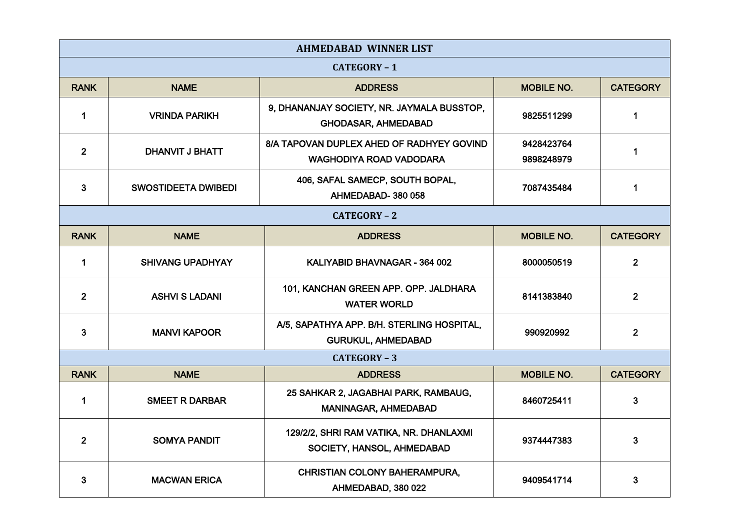# AHMEDABAD WINNER LIST

## CATEGORY – 1

| RANK | NAME | ADDRESS | MOBILE NO. | CATEGORY |
|---|---|---|---|---|
| 1 | VRINDA PARIKH | 9, DHANANJAY SOCIETY, NR. JAYMALA BUSSTOP, GHODASAR, AHMEDABAD | 9825511299 | 1 |
| 2 | DHANVIT J BHATT | 8/A TAPOVAN DUPLEX AHED OF RADHYEY GOVIND WAGHODIYA ROAD VADODARA | 9428423764 9898248979 | 1 |
| 3 | SWOSTIDEETA DWIBEDI | 406, SAFAL SAMECP, SOUTH BOPAL, AHMEDABAD- 380 058 | 7087435484 | 1 |

## CATEGORY – 2

| RANK | NAME | ADDRESS | MOBILE NO. | CATEGORY |
|---|---|---|---|---|
| 1 | SHIVANG UPADHYAY | KALIYABID BHAVNAGAR - 364 002 | 8000050519 | 2 |
| 2 | ASHVI S LADANI | 101, KANCHAN GREEN APP. OPP. JALDHARA WATER WORLD | 8141383840 | 2 |
| 3 | MANVI KAPOOR | A/5, SAPATHYA APP. B/H. STERLING HOSPITAL, GURUKUL, AHMEDABAD | 990920992 | 2 |

## CATEGORY – 3

| RANK | NAME | ADDRESS | MOBILE NO. | CATEGORY |
|---|---|---|---|---|
| 1 | SMEET R DARBAR | 25 SAHKAR 2, JAGABHAI PARK, RAMBAUG, MANINAGAR, AHMEDABAD | 8460725411 | 3 |
| 2 | SOMYA PANDIT | 129/2/2, SHRI RAM VATIKA, NR. DHANLAXMI SOCIETY, HANSOL, AHMEDABAD | 9374447383 | 3 |
| 3 | MACWAN ERICA | CHRISTIAN COLONY BAHERAMPURA, AHMEDABAD, 380 022 | 9409541714 | 3 |